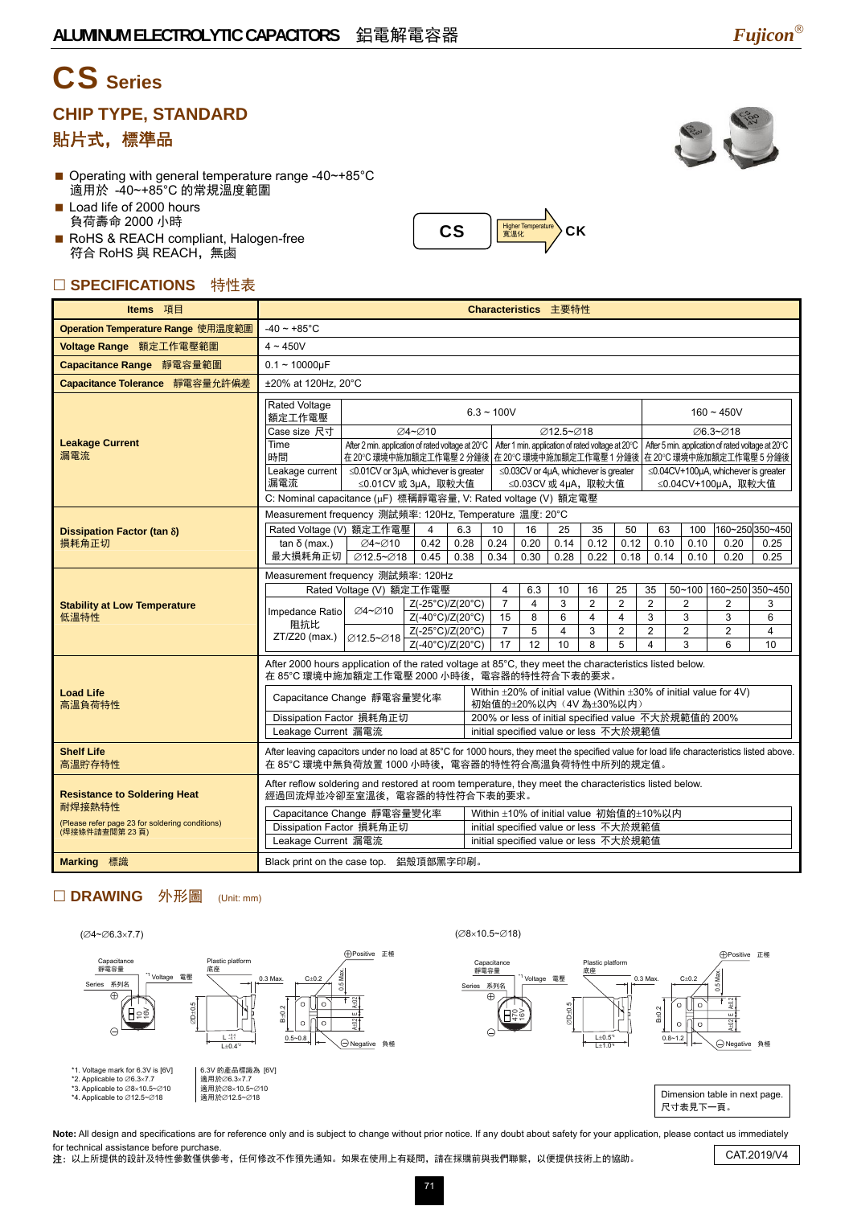# CS Series

## CHIP TYPE, STANDARD

## 貼片式，標準品

- Operating with general temperature range -40~+85°C
  適用於 -40~+85°C 的常規溫度範圍
- Load life of 2000 hours
  負荷壽命 2000 小時
- RoHS & REACH compliant, Halogen-free
  符合 RoHS 與 REACH，無鹵

CS → (Higher Temperature 高溫化) → CK

## □ SPECIFICATIONS 特性表

| Items 項目 | Characteristics 主要特性 |
|---|---|
| Operation Temperature Range 使用溫度範圍 | -40 ~ +85°C |
| Voltage Range 額定工作電壓範圍 | 4 ~ 450V |
| Capacitance Range 靜電容量範圍 | 0.1 ~ 10000μF |
| Capacitance Tolerance 靜電容量允許偏差 | ±20% at 120Hz, 20°C |

**Leakage Current 漏電流**

| Rated Voltage 額定工作電壓 | 6.3 ~ 100V | | 160 ~ 450V |
|---|---|---|---|
| Case size 尺寸 | ∅4~∅10 | ∅12.5~∅18 | ∅6.3~∅18 |
| Time 時間 | After 2 min. application of rated voltage at 20°C 在 20°C 環境中施加額定工作電壓 2 分鐘後 | After 1 min. application of rated voltage at 20°C 在 20°C 環境中施加額定工作電壓 1 分鐘後 | After 5 min. application of rated voltage at 20°C 在 20°C 環境中施加額定工作電壓 5 分鐘後 |
| Leakage current 漏電流 | ≤0.01CV or 3μA, whichever is greater ≤0.01CV 或 3μA，取較大值 | ≤0.03CV or 4μA, whichever is greater ≤0.03CV 或 4μA，取較大值 | ≤0.04CV+100μA, whichever is greater ≤0.04CV+100μA，取較大值 |

C: Nominal capacitance (μF) 標稱靜電容量, V: Rated voltage (V) 額定電壓

**Dissipation Factor (tan δ) 損耗角正切**

Measurement frequency 測試頻率: 120Hz, Temperature 溫度: 20°C

| Rated Voltage (V) 額定工作電壓 | | 4 | 6.3 | 10 | 16 | 25 | 35 | 50 | 63 | 100 | 160~250 | 350~450 |
|---|---|---|---|---|---|---|---|---|---|---|---|---|
| tan δ (max.) 最大損耗角正切 | ∅4~∅10 | 0.42 | 0.28 | 0.24 | 0.20 | 0.14 | 0.12 | 0.12 | 0.10 | 0.10 | 0.20 | 0.25 |
| | ∅12.5~∅18 | 0.45 | 0.38 | 0.34 | 0.30 | 0.28 | 0.22 | 0.18 | 0.14 | 0.10 | 0.20 | 0.25 |

**Stability at Low Temperature 低溫特性**

Measurement frequency 測試頻率: 120Hz

| Rated Voltage (V) 額定工作電壓 | | | 4 | 6.3 | 10 | 16 | 25 | 35 | 50~100 | 160~250 | 350~450 |
|---|---|---|---|---|---|---|---|---|---|---|---|
| Impedance Ratio 阻抗比 ZT/Z20 (max.) | ∅4~∅10 | Z(-25°C)/Z(20°C) | 7 | 4 | 3 | 2 | 2 | 2 | 2 | 2 | 3 |
| | | Z(-40°C)/Z(20°C) | 15 | 8 | 6 | 4 | 4 | 3 | 3 | 3 | 6 |
| | ∅12.5~∅18 | Z(-25°C)/Z(20°C) | 7 | 5 | 4 | 3 | 2 | 2 | 2 | 2 | 4 |
| | | Z(-40°C)/Z(20°C) | 17 | 12 | 10 | 8 | 5 | 4 | 3 | 6 | 10 |

**Load Life 高溫負荷特性**

After 2000 hours application of the rated voltage at 85°C, they meet the characteristics listed below.
在 85°C 環境中施加額定工作電壓 2000 小時後，電容器的特性符合下表的要求。

| Item | Requirement |
|---|---|
| Capacitance Change 靜電容量變化率 | Within ±20% of initial value (Within ±30% of initial value for 4V) 初始值的±20%以內（4V 為±30%以內） |
| Dissipation Factor 損耗角正切 | 200% or less of initial specified value 不大於規範值的 200% |
| Leakage Current 漏電流 | initial specified value or less 不大於規範值 |

**Shelf Life 高溫貯存特性**

After leaving capacitors under no load at 85°C for 1000 hours, they meet the specified value for load life characteristics listed above.
在 85°C 環境中無負荷放置 1000 小時後，電容器的特性符合高溫負荷特性中所列的規定值。

**Resistance to Soldering Heat 耐焊接熱特性**
(Please refer page 23 for soldering conditions)
(焊接條件請查閱第 23 頁)

After reflow soldering and restored at room temperature, they meet the characteristics listed below.
經過回流焊並冷卻至室溫後，電容器的特性符合下表的要求。

| Item | Requirement |
|---|---|
| Capacitance Change 靜電容量變化率 | Within ±10% of initial value 初始值的±10%以內 |
| Dissipation Factor 損耗角正切 | initial specified value or less 不大於規範值 |
| Leakage Current 漏電流 | initial specified value or less 不大於規範值 |

**Marking 標識**: Black print on the case top. 鋁殼頂部黑字印刷。

## □ DRAWING 外形圖 (Unit: mm)

(∅4~∅6.3×7.7)

(∅8×10.5~∅18)

*1. Voltage mark for 6.3V is [6V] | 6.3V 的產品標識為 [6V]
*2. Applicable to ∅6.3×7.7 | 適用於∅6.3×7.7
*3. Applicable to ∅8×10.5~∅10 | 適用於∅8×10.5~∅10
*4. Applicable to ∅12.5~∅18 | 適用於∅12.5~∅18

Dimension table in next page.
尺寸表見下一頁。

**Note:** All design and specifications are for reference only and is subject to change without prior notice. If any doubt about safety for your application, please contact us immediately for technical assistance before purchase.
**注**：以上所提供的設計及特性參數僅供參考，任何修改不作預先通知。如果在使用上有疑問，請在採購前與我們聯繫，以便提供技術上的協助。

CAT.2019/V4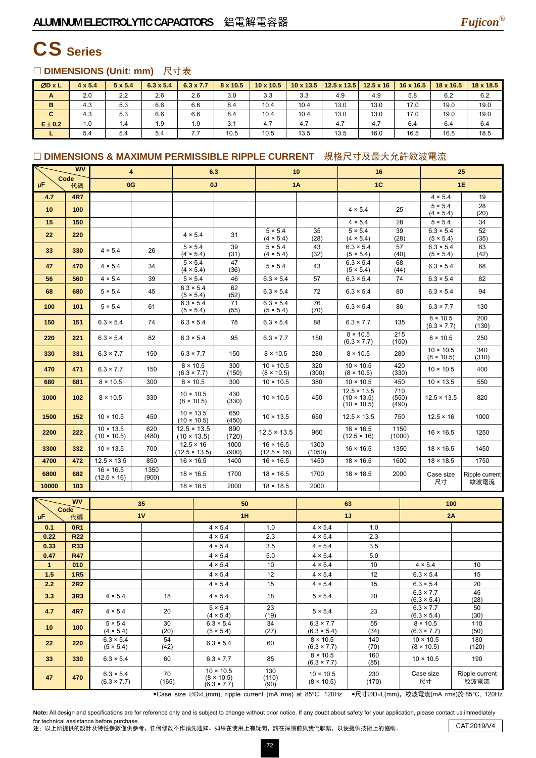# CS Series

## □ DIMENSIONS (Unit: mm) 尺寸表

| ØD x L | 4 x 5.4 | 5 x 5.4 | 6.3 x 5.4 | 6.3 x 7.7 | 8 x 10.5 | 10 x 10.5 | 10 x 13.5 | 12.5 x 13.5 | 12.5 x 16 | 16 x 16.5 | 18 x 16.5 | 18 x 18.5 |
|---|---|---|---|---|---|---|---|---|---|---|---|---|
| A | 2.0 | 2.2 | 2.6 | 2.6 | 3.0 | 3.3 | 3.3 | 4.9 | 4.9 | 5.8 | 6.2 | 6.2 |
| B | 4.3 | 5.3 | 6.6 | 6.6 | 8.4 | 10.4 | 10.4 | 13.0 | 13.0 | 17.0 | 19.0 | 19.0 |
| C | 4.3 | 5.3 | 6.6 | 6.6 | 8.4 | 10.4 | 10.4 | 13.0 | 13.0 | 17.0 | 19.0 | 19.0 |
| E ± 0.2 | 1.0 | 1.4 | 1.9 | 1.9 | 3.1 | 4.7 | 4.7 | 4.7 | 4.7 | 6.4 | 6.4 | 6.4 |
| L | 5.4 | 5.4 | 5.4 | 7.7 | 10.5 | 10.5 | 13.5 | 13.5 | 16.0 | 16.5 | 16.5 | 18.5 |

## □ DIMENSIONS & MAXIMUM PERMISSIBLE RIPPLE CURRENT 規格尺寸及最大允許紋波電流

| WV | | 4 | | 6.3 | | 10 | | 16 | | 25 | |
|---|---|---|---|---|---|---|---|---|---|---|---|
| µF | Code 代碼 | 0G | | 0J | | 1A | | 1C | | 1E | |
| 4.7 | 4R7 | | | | | | | | | 4 × 5.4 | 19 |
| 10 | 100 | | | | | | | 4 × 5.4 | 25 | 5 × 5.4 (4 × 5.4) | 28 (20) |
| 15 | 150 | | | | | | | 4 × 5.4 | 28 | 5 × 5.4 | 34 |
| 22 | 220 | | | 4 × 5.4 | 31 | 5 × 5.4 (4 × 5.4) | 35 (28) | 5 × 5.4 (4 × 5.4) | 39 (28) | 6.3 × 5.4 (5 × 5.4) | 52 (35) |
| 33 | 330 | 4 × 5.4 | 26 | 5 × 5.4 (4 × 5.4) | 39 (31) | 5 × 5.4 (4 × 5.4) | 43 (32) | 6.3 × 5.4 (5 × 5.4) | 57 (40) | 6.3 × 5.4 (5 × 5.4) | 63 (42) |
| 47 | 470 | 4 × 5.4 | 34 | 5 × 5.4 (4 × 5.4) | 47 (36) | 5 × 5.4 | 43 | 6.3 × 5.4 (5 × 5.4) | 68 (44) | 6.3 × 5.4 | 68 |
| 56 | 560 | 4 × 5.4 | 39 | 5 × 5.4 | 46 | 6.3 × 5.4 | 57 | 6.3 × 5.4 | 74 | 6.3 × 5.4 | 82 |
| 68 | 680 | 5 × 5.4 | 45 | 6.3 × 5.4 (5 × 5.4) | 62 (52) | 6.3 × 5.4 | 72 | 6.3 × 5.4 | 80 | 6.3 × 5.4 | 94 |
| 100 | 101 | 5 × 5.4 | 61 | 6.3 × 5.4 (5 × 5.4) | 71 (55) | 6.3 × 5.4 (5 × 5.4) | 76 (70) | 6.3 × 5.4 | 86 | 6.3 × 7.7 | 130 |
| 150 | 151 | 6.3 × 5.4 | 74 | 6.3 × 5.4 | 78 | 6.3 × 5.4 | 88 | 6.3 × 7.7 | 135 | 8 × 10.5 (6.3 × 7.7) | 200 (130) |
| 220 | 221 | 6.3 × 5.4 | 82 | 6.3 × 5.4 | 95 | 6.3 × 7.7 | 150 | 8 × 10.5 (6.3 × 7.7) | 215 (150) | 8 × 10.5 | 250 |
| 330 | 331 | 6.3 × 7.7 | 150 | 6.3 × 7.7 | 150 | 8 × 10.5 | 280 | 8 × 10.5 | 280 | 10 × 10.5 (8 × 10.5) | 340 (310) |
| 470 | 471 | 6.3 × 7.7 | 150 | 8 × 10.5 (6.3 × 7.7) | 300 (150) | 10 × 10.5 (8 × 10.5) | 320 (300) | 10 × 10.5 (8 × 10.5) | 420 (330) | 10 × 10.5 | 400 |
| 680 | 681 | 8 × 10.5 | 300 | 8 × 10.5 | 300 | 10 × 10.5 | 380 | 10 × 10.5 | 450 | 10 × 13.5 | 550 |
| 1000 | 102 | 8 × 10.5 | 330 | 10 × 10.5 (8 × 10.5) | 430 (330) | 10 × 10.5 | 450 | 12.5 × 13.5 (10 × 13.5) (10 × 10.5) | 710 (550) (490) | 12.5 × 13.5 | 820 |
| 1500 | 152 | 10 × 10.5 | 450 | 10 × 13.5 (10 × 10.5) | 650 (450) | 10 × 13.5 | 650 | 12.5 × 13.5 | 750 | 12.5 × 16 | 1000 |
| 2200 | 222 | 10 × 13.5 (10 × 10.5) | 620 (480) | 12.5 × 13.5 (10 × 13.5) | 890 (720) | 12.5 × 13.5 | 960 | 16 × 16.5 (12.5 × 16) | 1150 (1000) | 16 × 16.5 | 1250 |
| 3300 | 332 | 10 × 13.5 | 700 | 12.5 × 16 (12.5 × 13.5) | 1000 (900) | 16 × 16.5 (12.5 × 16) | 1300 (1050) | 16 × 16.5 | 1350 | 18 × 16.5 | 1450 |
| 4700 | 472 | 12.5 × 13.5 | 850 | 16 × 16.5 | 1400 | 16 × 16.5 | 1450 | 18 × 16.5 | 1600 | 18 × 18.5 | 1750 |
| 6800 | 682 | 16 × 16.5 (12.5 × 16) | 1350 (900) | 18 × 16.5 | 1700 | 18 × 16.5 | 1700 | 18 × 18.5 | 2000 | Case size 尺寸 | Ripple current 紋波電流 |
| 10000 | 103 | | | 18 × 18.5 | 2000 | 18 × 18.5 | 2000 | | | | |

| WV | | 35 | | 50 | | 63 | | 100 | |
|---|---|---|---|---|---|---|---|---|---|
| µF | Code 代碼 | 1V | | 1H | | 1J | | 2A | |
| 0.1 | 0R1 | | | 4 × 5.4 | 1.0 | 4 × 5.4 | 1.0 | | |
| 0.22 | R22 | | | 4 × 5.4 | 2.3 | 4 × 5.4 | 2.3 | | |
| 0.33 | R33 | | | 4 × 5.4 | 3.5 | 4 × 5.4 | 3.5 | | |
| 0.47 | R47 | | | 4 × 5.4 | 5.0 | 4 × 5.4 | 5.0 | | |
| 1 | 010 | | | 4 × 5.4 | 10 | 4 × 5.4 | 10 | 4 × 5.4 | 10 |
| 1.5 | 1R5 | | | 4 × 5.4 | 12 | 4 × 5.4 | 12 | 6.3 × 5.4 | 15 |
| 2.2 | 2R2 | | | 4 × 5.4 | 15 | 4 × 5.4 | 15 | 6.3 × 5.4 | 20 |
| 3.3 | 3R3 | 4 × 5.4 | 18 | 4 × 5.4 | 18 | 5 × 5.4 | 20 | 6.3 × 7.7 (6.3 × 5.4) | 45 (28) |
| 4.7 | 4R7 | 4 × 5.4 | 20 | 5 × 5.4 (4 × 5.4) | 23 (19) | 5 × 5.4 | 23 | 6.3 × 7.7 (6.3 × 5.4) | 50 (30) |
| 10 | 100 | 5 × 5.4 (4 × 5.4) | 30 (20) | 6.3 × 5.4 (5 × 5.4) | 34 (27) | 6.3 × 7.7 (6.3 × 5.4) | 55 (34) | 8 × 10.5 (6.3 × 7.7) | 110 (50) |
| 22 | 220 | 6.3 × 5.4 (5 × 5.4) | 54 (42) | 6.3 × 5.4 | 60 | 8 × 10.5 (6.3 × 7.7) | 140 (70) | 10 × 10.5 (8 × 10.5) | 180 (120) |
| 33 | 330 | 6.3 × 5.4 | 60 | 6.3 × 7.7 | 85 | 8 × 10.5 (6.3 × 7.7) | 160 (85) | 10 × 10.5 | 190 |
| 47 | 470 | 6.3 × 5.4 (6.3 × 7.7) | 70 (165) | 10 × 10.5 (8 × 10.5) (6.3 × 7.7) | 130 (110) (90) | 10 × 10.5 (8 × 10.5) | 230 (170) | Case size 尺寸 | Ripple current 紋波電流 |

•Case size ∅D×L(mm), ripple current (mA rms) at 85°C, 120Hz •尺寸∅D×L(mm)，紋波電流(mA rms)於 85°C, 120Hz

**Note:** All design and specifications are for reference only and is subject to change without prior notice. If any doubt about safety for your application, please contact us immediately for technical assistance before purchase.
注：以上所提供的設計及特性參數僅供參考，任何修改不作預先通知。如果在使用上有疑問，請在採購前與我們聯繫，以便提供技術上的協助。

CAT.2019/V4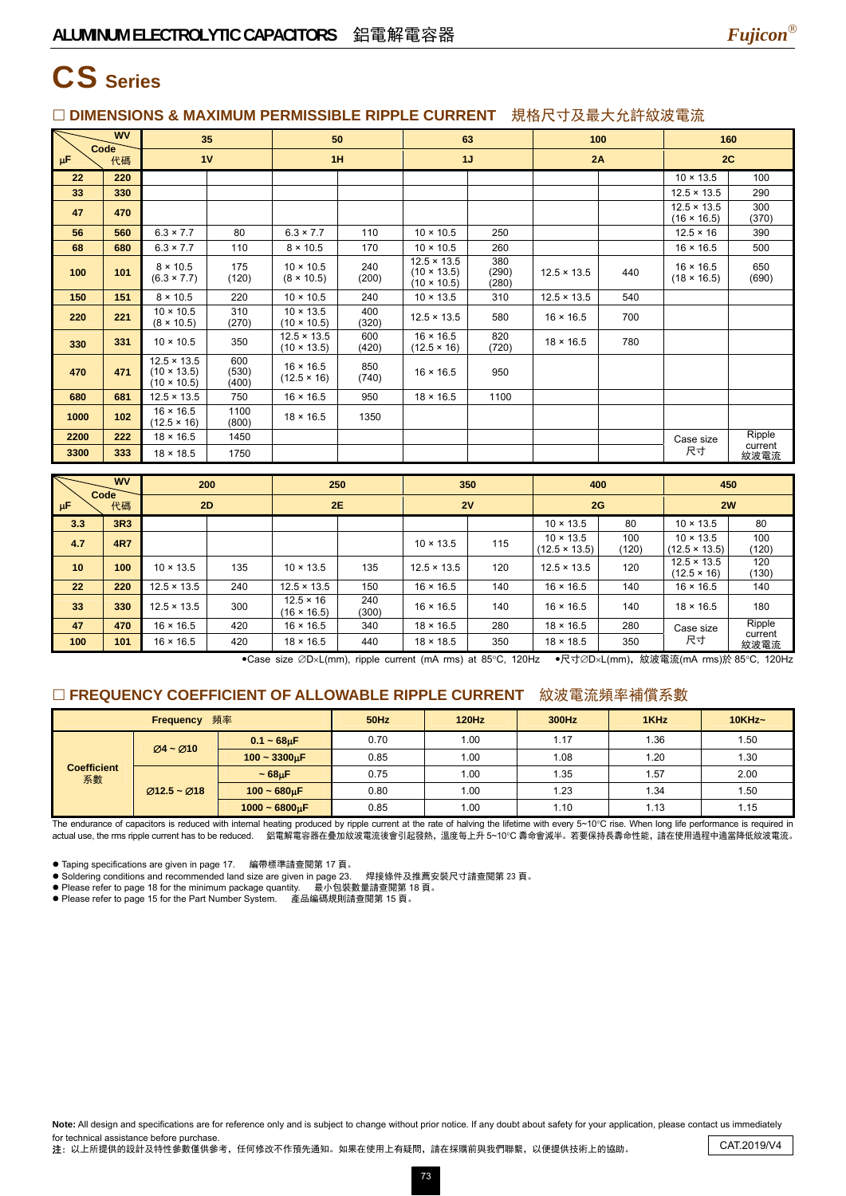# CS Series

## □ DIMENSIONS & MAXIMUM PERMISSIBLE RIPPLE CURRENT 規格尺寸及最大允許紋波電流

| μF | Code 代碼 | 35 | | 50 | | 63 | | 100 | | 160 | |
|---|---|---|---|---|---|---|---|---|---|---|---|
| | WV | 1V | | 1H | | 1J | | 2A | | 2C | |
| 22 | 220 | | | | | | | | | 10 × 13.5 | 100 |
| 33 | 330 | | | | | | | | | 12.5 × 13.5 | 290 |
| 47 | 470 | | | | | | | | | 12.5 × 13.5 (16 × 16.5) | 300 (370) |
| 56 | 560 | 6.3 × 7.7 | 80 | 6.3 × 7.7 | 110 | 10 × 10.5 | 250 | | | 12.5 × 16 | 390 |
| 68 | 680 | 6.3 × 7.7 | 110 | 8 × 10.5 | 170 | 10 × 10.5 | 260 | | | 16 × 16.5 | 500 |
| 100 | 101 | 8 × 10.5 (6.3 × 7.7) | 175 (120) | 10 × 10.5 (8 × 10.5) | 240 (200) | 12.5 × 13.5 (10 × 13.5) (10 × 10.5) | 380 (290) (280) | 12.5 × 13.5 | 440 | 16 × 16.5 (18 × 16.5) | 650 (690) |
| 150 | 151 | 8 × 10.5 | 220 | 10 × 10.5 | 240 | 10 × 13.5 | 310 | 12.5 × 13.5 | 540 | | |
| 220 | 221 | 10 × 10.5 (8 × 10.5) | 310 (270) | 10 × 13.5 (10 × 10.5) | 400 (320) | 12.5 × 13.5 | 580 | 16 × 16.5 | 700 | | |
| 330 | 331 | 10 × 10.5 | 350 | 12.5 × 13.5 (10 × 13.5) | 600 (420) | 16 × 16.5 (12.5 × 16) | 820 (720) | 18 × 16.5 | 780 | | |
| 470 | 471 | 12.5 × 13.5 (10 × 13.5) (10 × 10.5) | 600 (530) (400) | 16 × 16.5 (12.5 × 16) | 850 (740) | 16 × 16.5 | 950 | | | | |
| 680 | 681 | 12.5 × 13.5 | 750 | 16 × 16.5 | 950 | 18 × 16.5 | 1100 | | | | |
| 1000 | 102 | 16 × 16.5 (12.5 × 16) | 1100 (800) | 18 × 16.5 | 1350 | | | | | | |
| 2200 | 222 | 18 × 16.5 | 1450 | | | | | | | Case size 尺寸 | Ripple current 紋波電流 |
| 3300 | 333 | 18 × 18.5 | 1750 | | | | | | | | |

| μF | Code 代碼 | 200 | | 250 | | 350 | | 400 | | 450 | |
|---|---|---|---|---|---|---|---|---|---|---|---|
| | WV | 2D | | 2E | | 2V | | 2G | | 2W | |
| 3.3 | 3R3 | | | | | | | 10 × 13.5 | 80 | 10 × 13.5 | 80 |
| 4.7 | 4R7 | | | | | 10 × 13.5 | 115 | 10 × 13.5 (12.5 × 13.5) | 100 (120) | 10 × 13.5 (12.5 × 13.5) | 100 (120) |
| 10 | 100 | 10 × 13.5 | 135 | 10 × 13.5 | 135 | 12.5 × 13.5 | 120 | 12.5 × 13.5 | 120 | 12.5 × 13.5 (12.5 × 16) | 120 (130) |
| 22 | 220 | 12.5 × 13.5 | 240 | 12.5 × 13.5 | 150 | 16 × 16.5 | 140 | 16 × 16.5 | 140 | 16 × 16.5 | 140 |
| 33 | 330 | 12.5 × 13.5 | 300 | 12.5 × 16 (16 × 16.5) | 240 (300) | 16 × 16.5 | 140 | 16 × 16.5 | 140 | 18 × 16.5 | 180 |
| 47 | 470 | 16 × 16.5 | 420 | 16 × 16.5 | 340 | 18 × 16.5 | 280 | 18 × 16.5 | 280 | Case size 尺寸 | Ripple current 紋波電流 |
| 100 | 101 | 16 × 16.5 | 420 | 18 × 16.5 | 440 | 18 × 18.5 | 350 | 18 × 18.5 | 350 | | |

•Case size ∅D×L(mm), ripple current (mA rms) at 85°C, 120Hz •尺寸∅D×L(mm)，紋波電流(mA rms)於 85°C, 120Hz

## □ FREQUENCY COEFFICIENT OF ALLOWABLE RIPPLE CURRENT 紋波電流頻率補償系數

| Frequency 頻率 | | | 50Hz | 120Hz | 300Hz | 1KHz | 10KHz~ |
|---|---|---|---|---|---|---|---|
| Coefficient 系數 | ∅4 ~ ∅10 | 0.1 ~ 68μF | 0.70 | 1.00 | 1.17 | 1.36 | 1.50 |
| | | 100 ~ 3300μF | 0.85 | 1.00 | 1.08 | 1.20 | 1.30 |
| | ∅12.5 ~ ∅18 | ~ 68μF | 0.75 | 1.00 | 1.35 | 1.57 | 2.00 |
| | | 100 ~ 680μF | 0.80 | 1.00 | 1.23 | 1.34 | 1.50 |
| | | 1000 ~ 6800μF | 0.85 | 1.00 | 1.10 | 1.13 | 1.15 |

The endurance of capacitors is reduced with internal heating produced by ripple current at the rate of halving the lifetime with every 5~10°C rise. When long life performance is required in actual use, the rms ripple current has to be reduced. 鋁電解電容器在疊加紋波電流後會引起發熱，溫度每上升 5~10°C 壽命會減半。若要保持長壽命性能，請在使用過程中適當降低紋波電流。

- Taping specifications are given in page 17. 編帶標準請查閱第 17 頁。
- Soldering conditions and recommended land size are given in page 23. 焊接條件及推薦安裝尺寸請查閱第 23 頁。
- Please refer to page 18 for the minimum package quantity. 最小包裝數量請查閱第 18 頁。
- Please refer to page 15 for the Part Number System. 產品編碼規則請查閱第 15 頁。

**Note:** All design and specifications are for reference only and is subject to change without prior notice. If any doubt about safety for your application, please contact us immediately for technical assistance before purchase.
**注：** 以上所提供的設計及特性參數僅供參考，任何修改不作預先通知。如果在使用上有疑問，請在採購前與我們聯繫，以便提供技術上的協助。

CAT.2019/V4